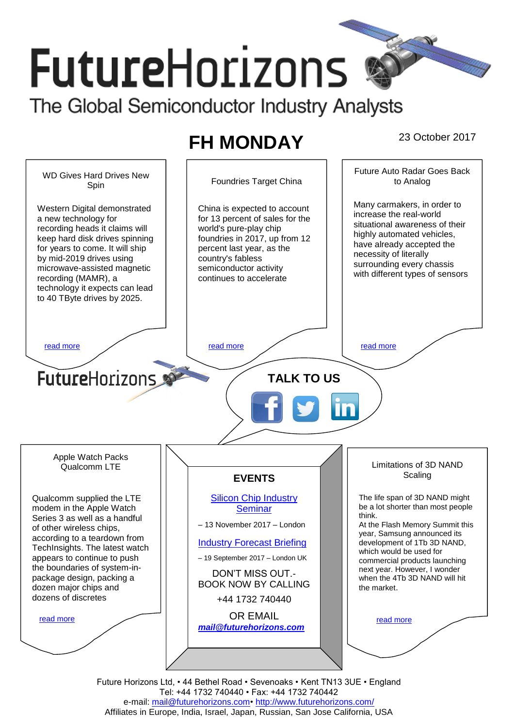# FutureHorizons

The Global Semiconductor Industry Analysts

## FH MONDAY

23 October 2017

### WD Gives Hard Drives New Spin

Western Digital demonstrated a new technology for recording heads it claims will keep hard disk drives spinning for years to come. It will ship by mid-2019 drives using microwave-assisted magnetic recording (MAMR), a technology it expects can lead to 40 TByte drives by 2025.

read more

### Foundries Target China

China is expected to account for 13 percent of sales for the world's pure-play chip foundries in 2017, up from 12 percent last year, as the country's fabless semiconductor activity continues to accelerate

read more

### Future Auto Radar Goes Back to Analog

Many carmakers, in order to increase the real-world situational awareness of their highly automated vehicles, have already accepted the necessity of literally surrounding every chassis with different types of sensors

read more

FutureHorizons

**TALK TO US**

### Apple Watch Packs Qualcomm LTE

Qualcomm supplied the LTE modem in the Apple Watch Series 3 as well as a handful of other wireless chips, according to a teardown from TechInsights. The latest watch appears to continue to push the boundaries of system-in-package design, packing a dozen major chips and dozens of discretes

read more

### EVENTS

Silicon Chip Industry Seminar

– 13 November 2017 – London

Industry Forecast Briefing

– 19 September 2017 – London UK

DON'T MISS OUT.- BOOK NOW BY CALLING

+44 1732 740440

OR EMAIL

***mail@futurehorizons.com***

### Limitations of 3D NAND Scaling

The life span of 3D NAND might be a lot shorter than most people think.
At the Flash Memory Summit this year, Samsung announced its development of 1Tb 3D NAND, which would be used for commercial products launching next year. However, I wonder when the 4Tb 3D NAND will hit the market.

read more

Future Horizons Ltd, • 44 Bethel Road • Sevenoaks • Kent TN13 3UE • England
Tel: +44 1732 740440 • Fax: +44 1732 740442
e-mail: mail@futurehorizons.com• http://www.futurehorizons.com/
Affiliates in Europe, India, Israel, Japan, Russian, San Jose California, USA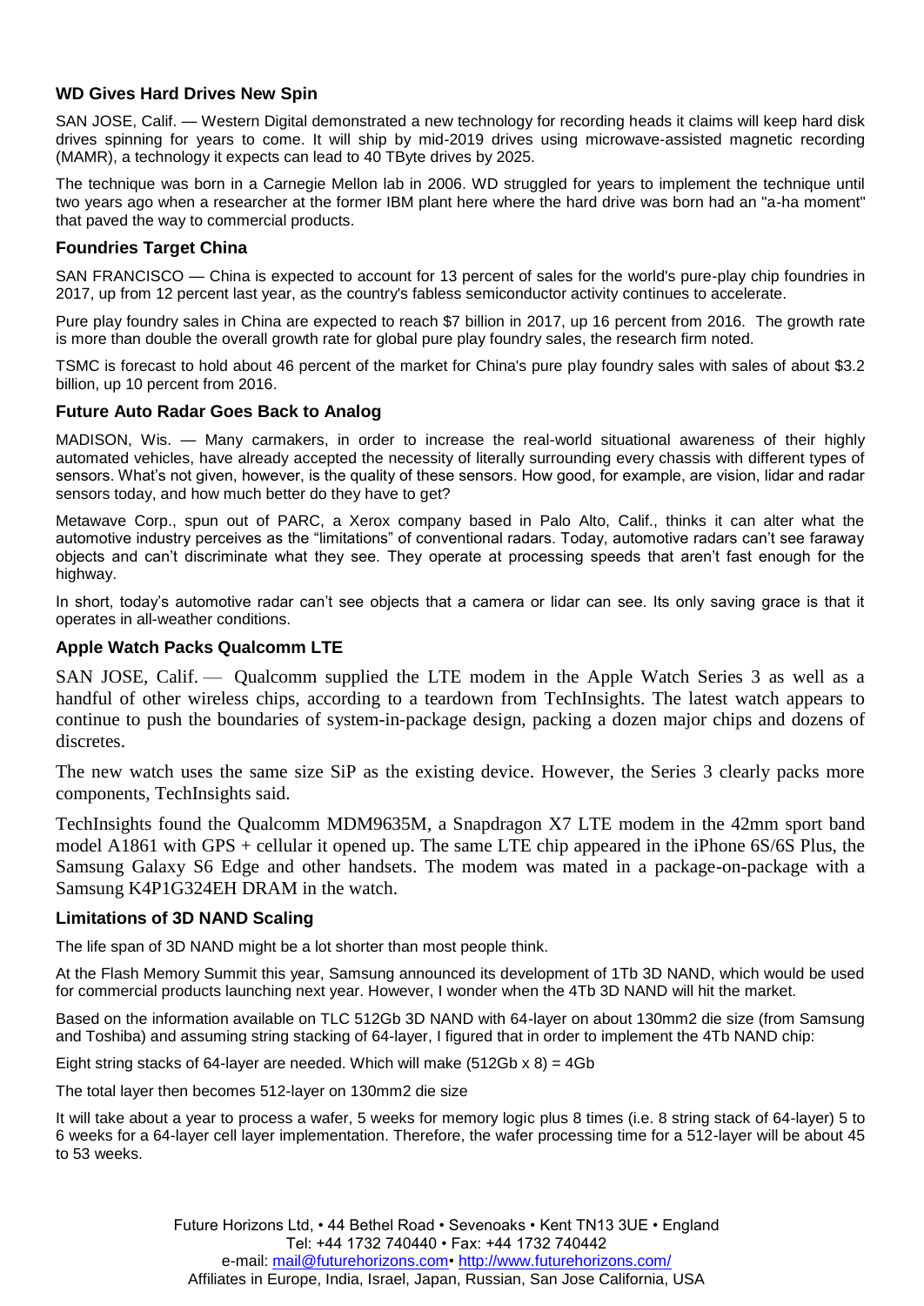### WD Gives Hard Drives New Spin

SAN JOSE, Calif. — Western Digital demonstrated a new technology for recording heads it claims will keep hard disk drives spinning for years to come. It will ship by mid-2019 drives using microwave-assisted magnetic recording (MAMR), a technology it expects can lead to 40 TByte drives by 2025.

The technique was born in a Carnegie Mellon lab in 2006. WD struggled for years to implement the technique until two years ago when a researcher at the former IBM plant here where the hard drive was born had an "a-ha moment" that paved the way to commercial products.

### Foundries Target China

SAN FRANCISCO — China is expected to account for 13 percent of sales for the world's pure-play chip foundries in 2017, up from 12 percent last year, as the country's fabless semiconductor activity continues to accelerate.

Pure play foundry sales in China are expected to reach $7 billion in 2017, up 16 percent from 2016. The growth rate is more than double the overall growth rate for global pure play foundry sales, the research firm noted.

TSMC is forecast to hold about 46 percent of the market for China's pure play foundry sales with sales of about $3.2 billion, up 10 percent from 2016.

### Future Auto Radar Goes Back to Analog

MADISON, Wis. — Many carmakers, in order to increase the real-world situational awareness of their highly automated vehicles, have already accepted the necessity of literally surrounding every chassis with different types of sensors. What's not given, however, is the quality of these sensors. How good, for example, are vision, lidar and radar sensors today, and how much better do they have to get?

Metawave Corp., spun out of PARC, a Xerox company based in Palo Alto, Calif., thinks it can alter what the automotive industry perceives as the "limitations" of conventional radars. Today, automotive radars can't see faraway objects and can't discriminate what they see. They operate at processing speeds that aren't fast enough for the highway.

In short, today's automotive radar can't see objects that a camera or lidar can see. Its only saving grace is that it operates in all-weather conditions.

### Apple Watch Packs Qualcomm LTE

SAN JOSE, Calif. — Qualcomm supplied the LTE modem in the Apple Watch Series 3 as well as a handful of other wireless chips, according to a teardown from TechInsights. The latest watch appears to continue to push the boundaries of system-in-package design, packing a dozen major chips and dozens of discretes.

The new watch uses the same size SiP as the existing device. However, the Series 3 clearly packs more components, TechInsights said.

TechInsights found the Qualcomm MDM9635M, a Snapdragon X7 LTE modem in the 42mm sport band model A1861 with GPS + cellular it opened up. The same LTE chip appeared in the iPhone 6S/6S Plus, the Samsung Galaxy S6 Edge and other handsets. The modem was mated in a package-on-package with a Samsung K4P1G324EH DRAM in the watch.

### Limitations of 3D NAND Scaling

The life span of 3D NAND might be a lot shorter than most people think.

At the Flash Memory Summit this year, Samsung announced its development of 1Tb 3D NAND, which would be used for commercial products launching next year. However, I wonder when the 4Tb 3D NAND will hit the market.

Based on the information available on TLC 512Gb 3D NAND with 64-layer on about 130mm2 die size (from Samsung and Toshiba) and assuming string stacking of 64-layer, I figured that in order to implement the 4Tb NAND chip:

Eight string stacks of 64-layer are needed. Which will make (512Gb x 8) = 4Gb

The total layer then becomes 512-layer on 130mm2 die size

It will take about a year to process a wafer, 5 weeks for memory logic plus 8 times (i.e. 8 string stack of 64-layer) 5 to 6 weeks for a 64-layer cell layer implementation. Therefore, the wafer processing time for a 512-layer will be about 45 to 53 weeks.